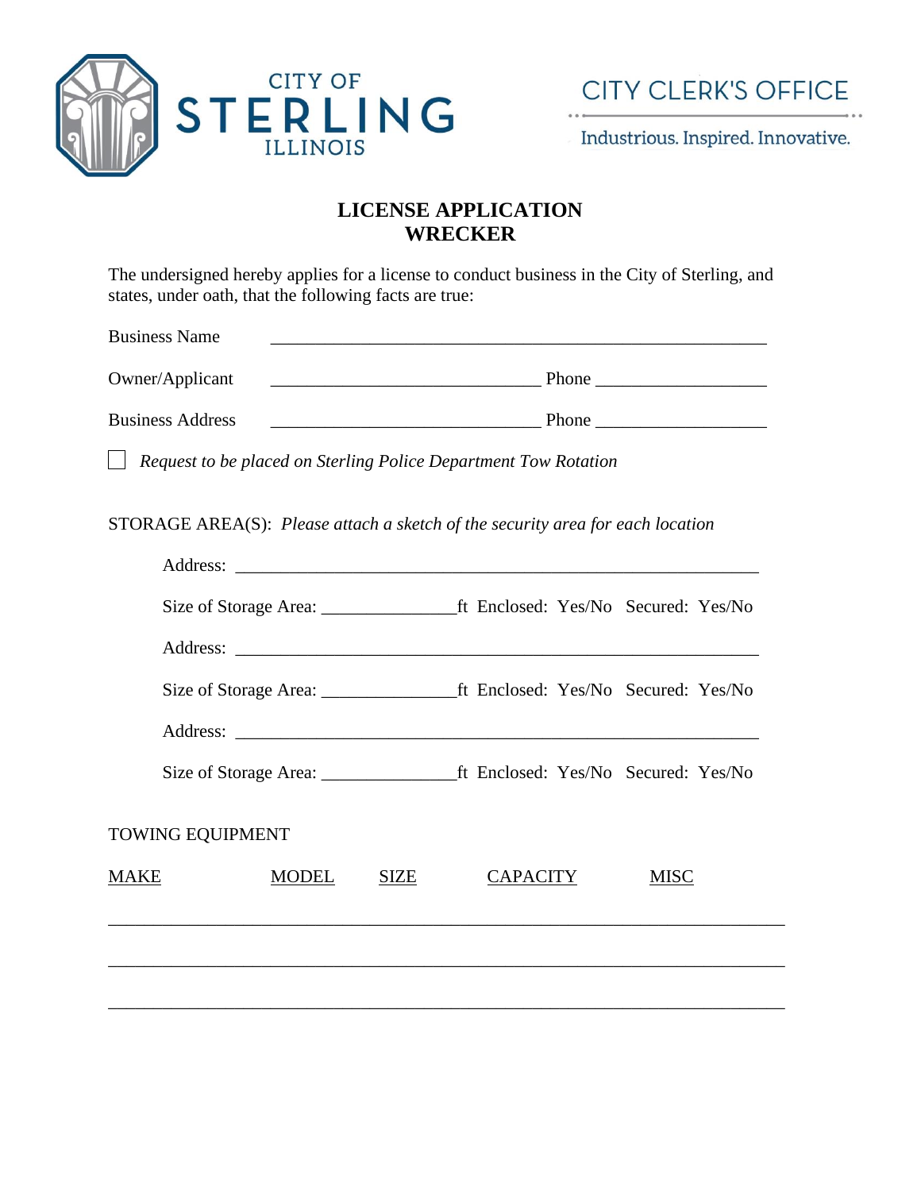CITY OF STERLING ILLINOIS

CITY CLERK'S OFFICE

Industrious. Inspired. Innovative.

# LICENSE APPLICATION
# WRECKER

The undersigned hereby applies for a license to conduct business in the City of Sterling, and states, under oath, that the following facts are true:

Business Name ______________________________________________________

Owner/Applicant ______________________________ Phone __________________

Business Address ______________________________ Phone __________________

☐ *Request to be placed on Sterling Police Department Tow Rotation*

STORAGE AREA(S): *Please attach a sketch of the security area for each location*

Address: ____________________________________________________________

Size of Storage Area: _______________ft Enclosed: Yes/No Secured: Yes/No

Address: ____________________________________________________________

Size of Storage Area: _______________ft Enclosed: Yes/No Secured: Yes/No

Address: ____________________________________________________________

Size of Storage Area: _______________ft Enclosed: Yes/No Secured: Yes/No

TOWING EQUIPMENT

| MAKE | MODEL | SIZE | CAPACITY | MISC |
|---|---|---|---|---|
| | | | | |
| | | | | |
| | | | | |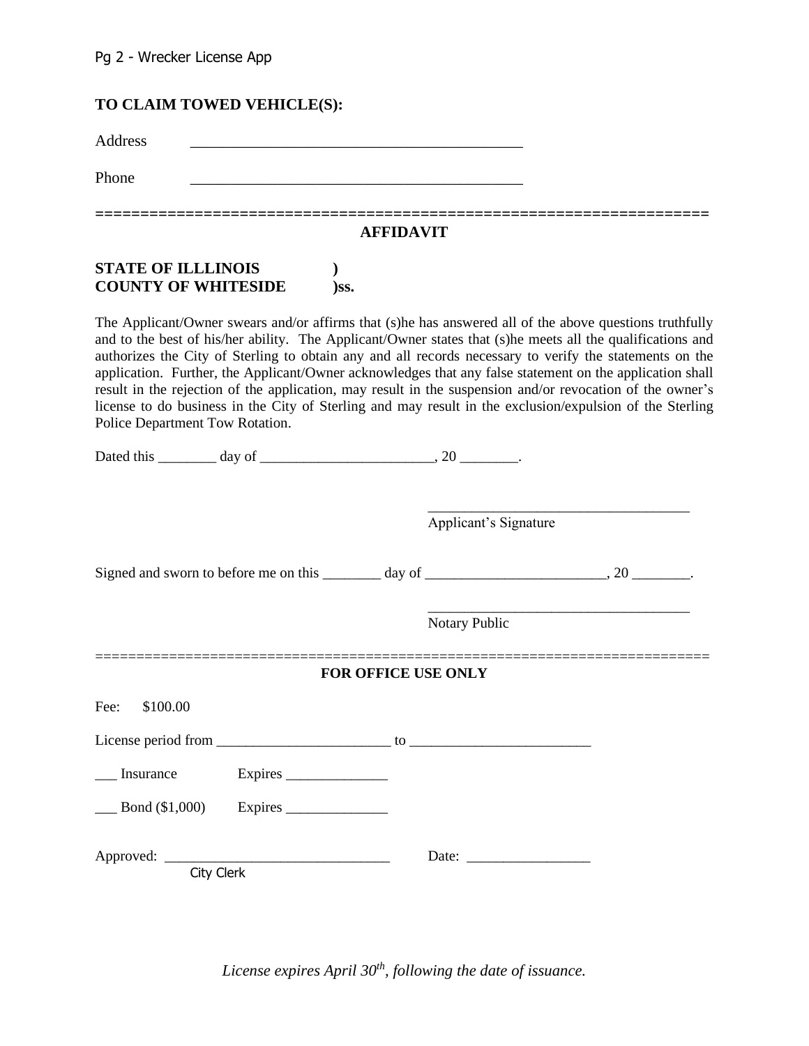## TO CLAIM TOWED VEHICLE(S):

Address ___________________________________________

Phone ___________________________________________

---

## AFFIDAVIT

**STATE OF ILLLINOIS )**
**COUNTY OF WHITESIDE )ss.**

The Applicant/Owner swears and/or affirms that (s)he has answered all of the above questions truthfully and to the best of his/her ability. The Applicant/Owner states that (s)he meets all the qualifications and authorizes the City of Sterling to obtain any and all records necessary to verify the statements on the application. Further, the Applicant/Owner acknowledges that any false statement on the application shall result in the rejection of the application, may result in the suspension and/or revocation of the owner's license to do business in the City of Sterling and may result in the exclusion/expulsion of the Sterling Police Department Tow Rotation.

Dated this ________ day of ________________________, 20 ________.

____________________________________
Applicant's Signature

Signed and sworn to before me on this ________ day of _________________________, 20 ________.

____________________________________
Notary Public

---

## FOR OFFICE USE ONLY

Fee: $100.00

License period from ________________________ to _________________________

___ Insurance Expires ______________

___ Bond ($1,000) Expires ______________

Approved: _______________________________ Date: _________________
City Clerk

*License expires April 30th, following the date of issuance.*